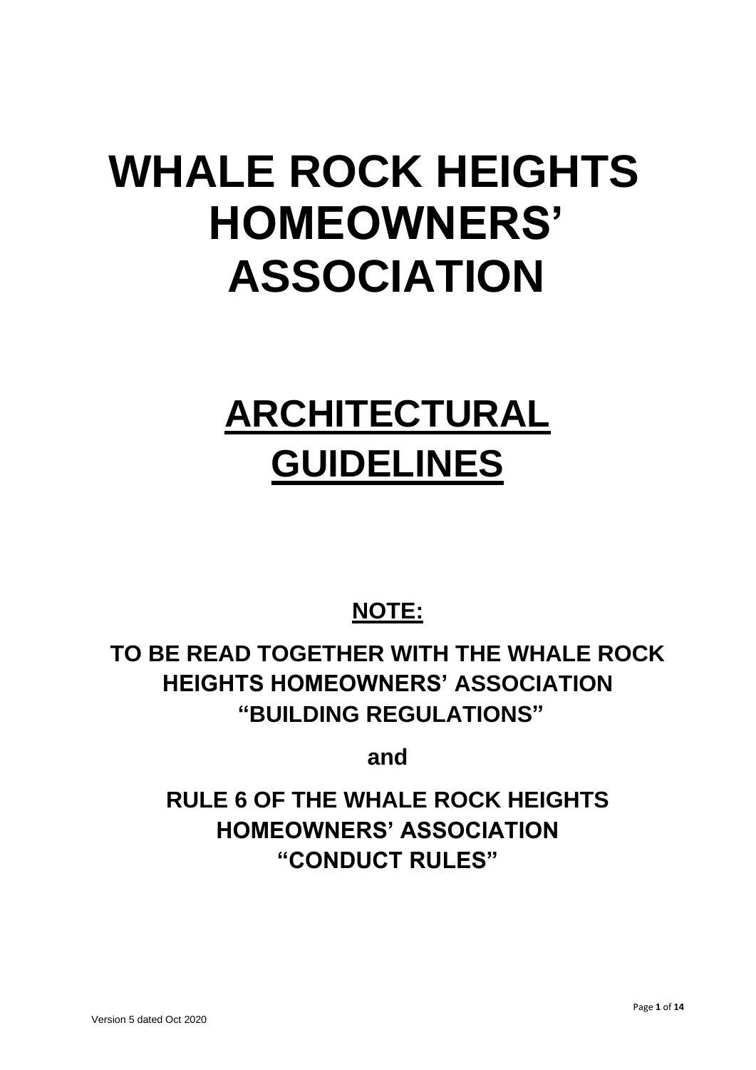# WHALE ROCK HEIGHTS HOMEOWNERS' ASSOCIATION

# ARCHITECTURAL GUIDELINES

**NOTE:**

**TO BE READ TOGETHER WITH THE WHALE ROCK HEIGHTS HOMEOWNERS' ASSOCIATION "BUILDING REGULATIONS"**

**and**

**RULE 6 OF THE WHALE ROCK HEIGHTS HOMEOWNERS' ASSOCIATION "CONDUCT RULES"**

Version 5 dated Oct 2020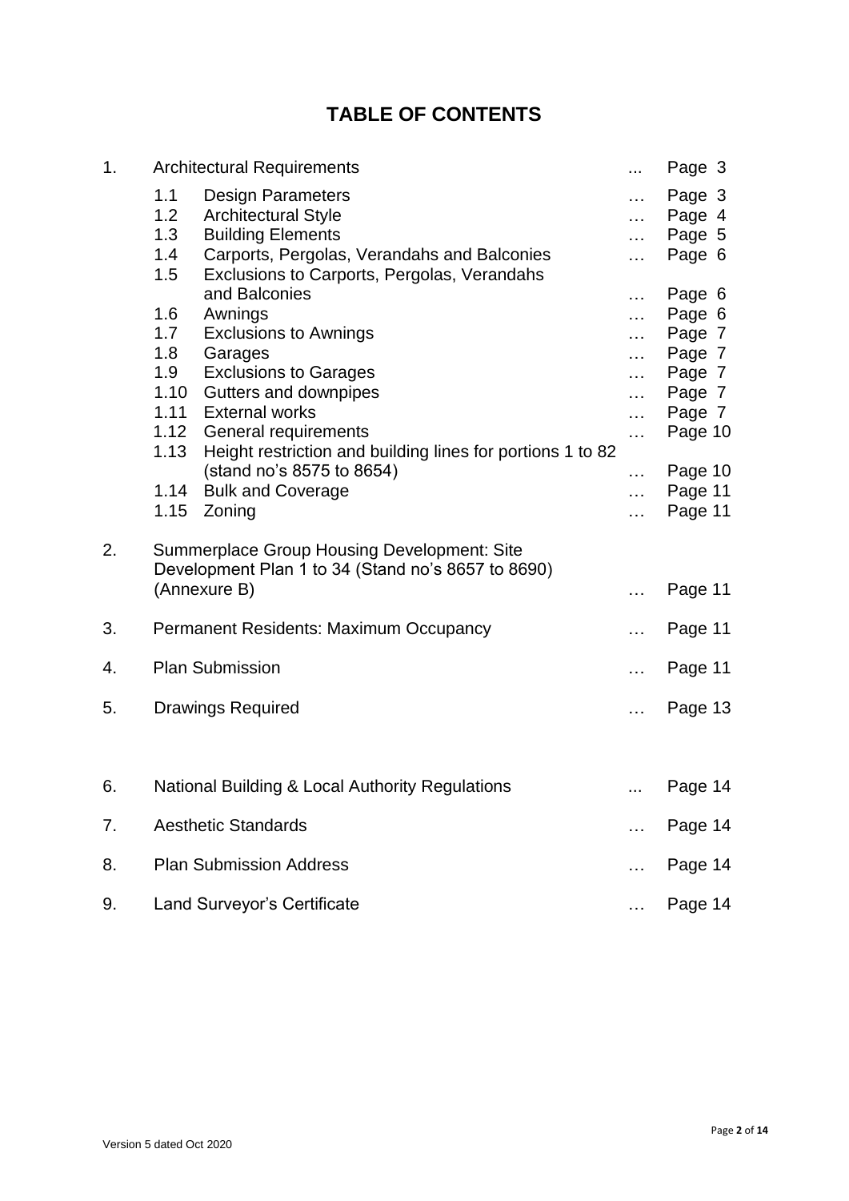# TABLE OF CONTENTS

| | | | |
|---|---|---|---|
| 1. | Architectural Requirements | ... | Page 3 |
| | 1.1 Design Parameters | … | Page 3 |
| | 1.2 Architectural Style | … | Page 4 |
| | 1.3 Building Elements | … | Page 5 |
| | 1.4 Carports, Pergolas, Verandahs and Balconies | … | Page 6 |
| | 1.5 Exclusions to Carports, Pergolas, Verandahs and Balconies | … | Page 6 |
| | 1.6 Awnings | … | Page 6 |
| | 1.7 Exclusions to Awnings | … | Page 7 |
| | 1.8 Garages | … | Page 7 |
| | 1.9 Exclusions to Garages | … | Page 7 |
| | 1.10 Gutters and downpipes | … | Page 7 |
| | 1.11 External works | … | Page 7 |
| | 1.12 General requirements | … | Page 10 |
| | 1.13 Height restriction and building lines for portions 1 to 82 (stand no's 8575 to 8654) | … | Page 10 |
| | 1.14 Bulk and Coverage | … | Page 11 |
| | 1.15 Zoning | … | Page 11 |
| 2. | Summerplace Group Housing Development: Site Development Plan 1 to 34 (Stand no's 8657 to 8690) (Annexure B) | … | Page 11 |
| 3. | Permanent Residents: Maximum Occupancy | … | Page 11 |
| 4. | Plan Submission | … | Page 11 |
| 5. | Drawings Required | … | Page 13 |
| 6. | National Building & Local Authority Regulations | ... | Page 14 |
| 7. | Aesthetic Standards | … | Page 14 |
| 8. | Plan Submission Address | … | Page 14 |
| 9. | Land Surveyor's Certificate | … | Page 14 |

Version 5 dated Oct 2020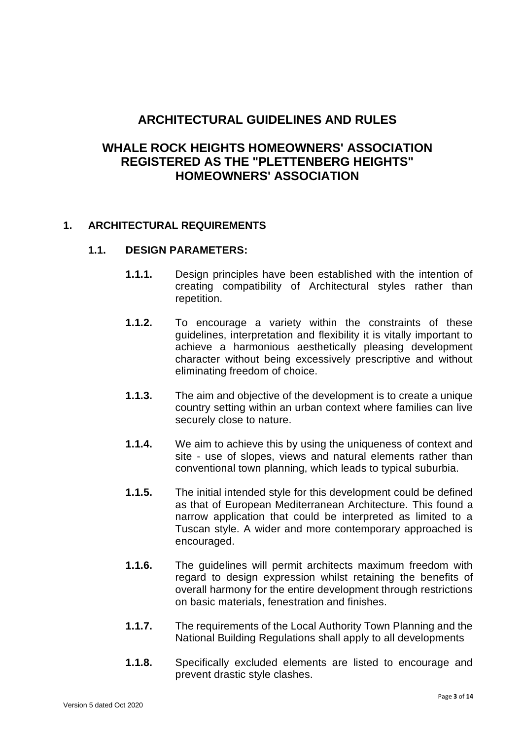# ARCHITECTURAL GUIDELINES AND RULES

# WHALE ROCK HEIGHTS HOMEOWNERS' ASSOCIATION REGISTERED AS THE "PLETTENBERG HEIGHTS" HOMEOWNERS' ASSOCIATION

## 1. ARCHITECTURAL REQUIREMENTS

### 1.1. DESIGN PARAMETERS:

**1.1.1.** Design principles have been established with the intention of creating compatibility of Architectural styles rather than repetition.

**1.1.2.** To encourage a variety within the constraints of these guidelines, interpretation and flexibility it is vitally important to achieve a harmonious aesthetically pleasing development character without being excessively prescriptive and without eliminating freedom of choice.

**1.1.3.** The aim and objective of the development is to create a unique country setting within an urban context where families can live securely close to nature.

**1.1.4.** We aim to achieve this by using the uniqueness of context and site - use of slopes, views and natural elements rather than conventional town planning, which leads to typical suburbia.

**1.1.5.** The initial intended style for this development could be defined as that of European Mediterranean Architecture. This found a narrow application that could be interpreted as limited to a Tuscan style. A wider and more contemporary approached is encouraged.

**1.1.6.** The guidelines will permit architects maximum freedom with regard to design expression whilst retaining the benefits of overall harmony for the entire development through restrictions on basic materials, fenestration and finishes.

**1.1.7.** The requirements of the Local Authority Town Planning and the National Building Regulations shall apply to all developments

**1.1.8.** Specifically excluded elements are listed to encourage and prevent drastic style clashes.

Version 5 dated Oct 2020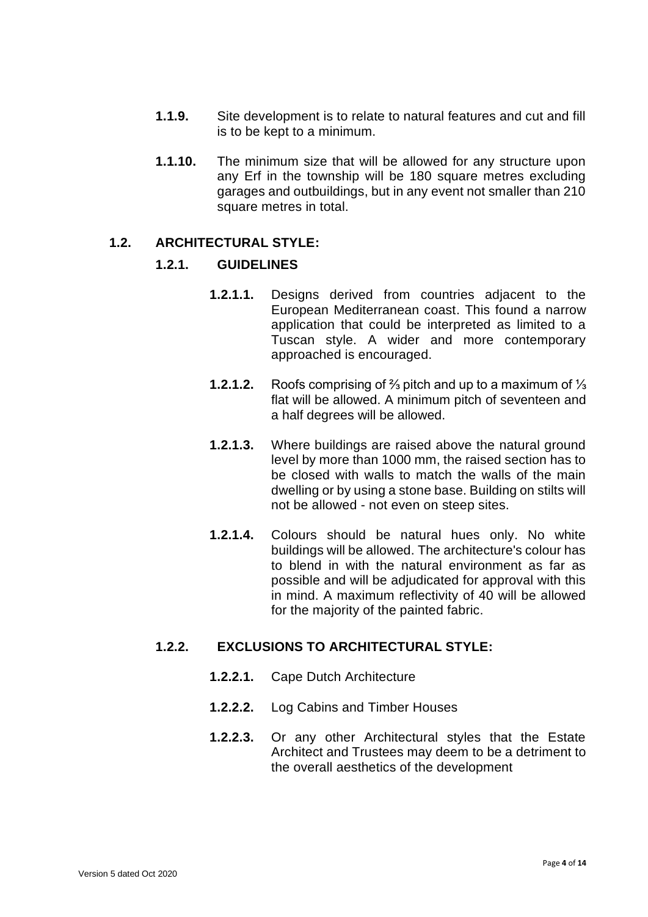**1.1.9.** Site development is to relate to natural features and cut and fill is to be kept to a minimum.

**1.1.10.** The minimum size that will be allowed for any structure upon any Erf in the township will be 180 square metres excluding garages and outbuildings, but in any event not smaller than 210 square metres in total.

## 1.2. ARCHITECTURAL STYLE:

### 1.2.1. GUIDELINES

**1.2.1.1.** Designs derived from countries adjacent to the European Mediterranean coast. This found a narrow application that could be interpreted as limited to a Tuscan style. A wider and more contemporary approached is encouraged.

**1.2.1.2.** Roofs comprising of ⅔ pitch and up to a maximum of ⅓ flat will be allowed. A minimum pitch of seventeen and a half degrees will be allowed.

**1.2.1.3.** Where buildings are raised above the natural ground level by more than 1000 mm, the raised section has to be closed with walls to match the walls of the main dwelling or by using a stone base. Building on stilts will not be allowed - not even on steep sites.

**1.2.1.4.** Colours should be natural hues only. No white buildings will be allowed. The architecture's colour has to blend in with the natural environment as far as possible and will be adjudicated for approval with this in mind. A maximum reflectivity of 40 will be allowed for the majority of the painted fabric.

### 1.2.2. EXCLUSIONS TO ARCHITECTURAL STYLE:

**1.2.2.1.** Cape Dutch Architecture

**1.2.2.2.** Log Cabins and Timber Houses

**1.2.2.3.** Or any other Architectural styles that the Estate Architect and Trustees may deem to be a detriment to the overall aesthetics of the development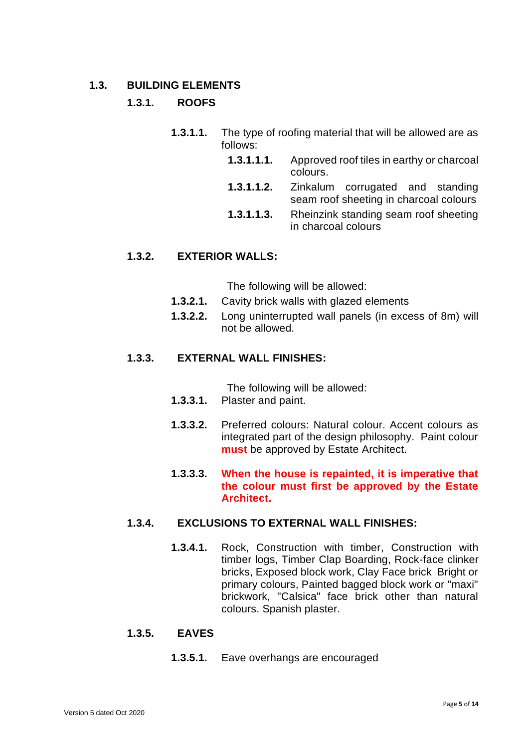## 1.3. BUILDING ELEMENTS

### 1.3.1. ROOFS

**1.3.1.1.** The type of roofing material that will be allowed are as follows:

- **1.3.1.1.1.** Approved roof tiles in earthy or charcoal colours.
- **1.3.1.1.2.** Zinkalum corrugated and standing seam roof sheeting in charcoal colours
- **1.3.1.1.3.** Rheinzink standing seam roof sheeting in charcoal colours

### 1.3.2. EXTERIOR WALLS:

The following will be allowed:

**1.3.2.1.** Cavity brick walls with glazed elements

**1.3.2.2.** Long uninterrupted wall panels (in excess of 8m) will not be allowed.

### 1.3.3. EXTERNAL WALL FINISHES:

The following will be allowed:

**1.3.3.1.** Plaster and paint.

**1.3.3.2.** Preferred colours: Natural colour. Accent colours as integrated part of the design philosophy. Paint colour **must** be approved by Estate Architect.

**1.3.3.3.** **When the house is repainted, it is imperative that the colour must first be approved by the Estate Architect.**

### 1.3.4. EXCLUSIONS TO EXTERNAL WALL FINISHES:

**1.3.4.1.** Rock, Construction with timber, Construction with timber logs, Timber Clap Boarding, Rock-face clinker bricks, Exposed block work, Clay Face brick Bright or primary colours, Painted bagged block work or "maxi" brickwork, "Calsica" face brick other than natural colours. Spanish plaster.

### 1.3.5. EAVES

**1.3.5.1.** Eave overhangs are encouraged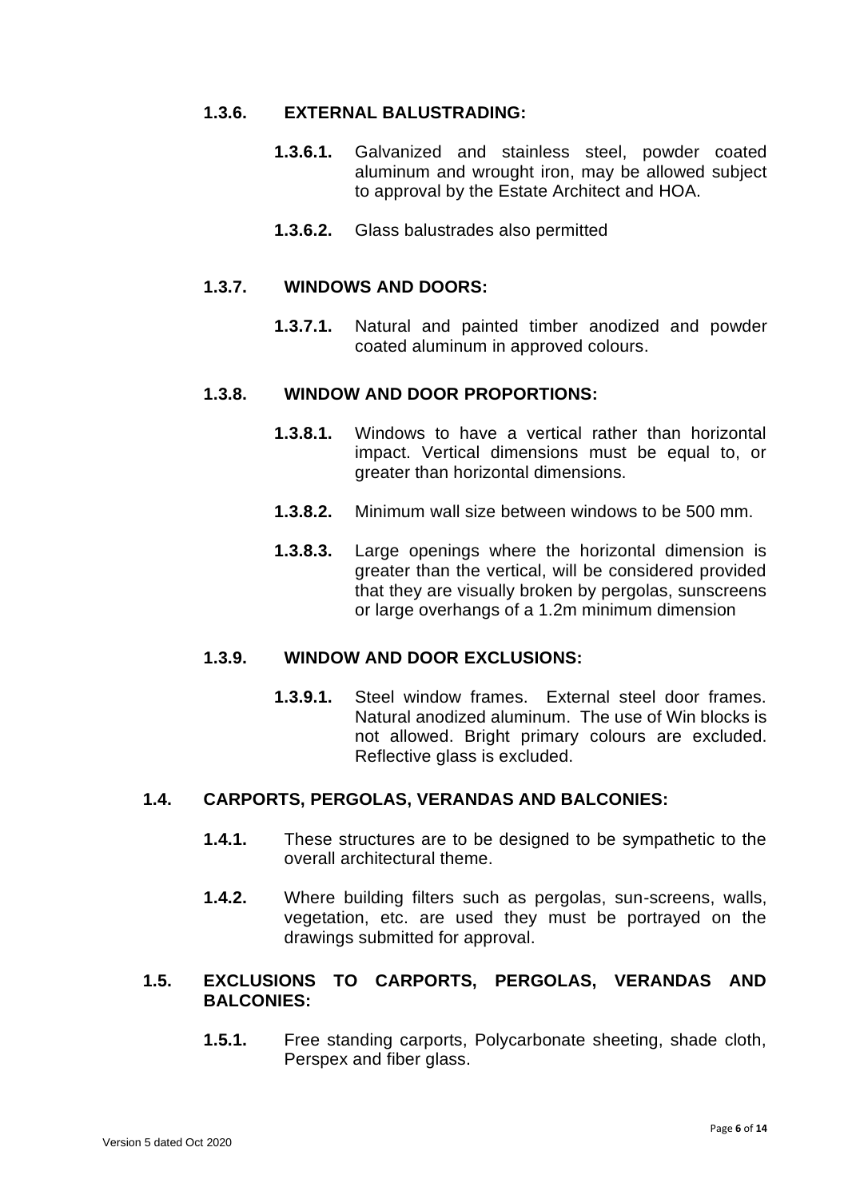### 1.3.6. EXTERNAL BALUSTRADING:

**1.3.6.1.** Galvanized and stainless steel, powder coated aluminum and wrought iron, may be allowed subject to approval by the Estate Architect and HOA.

**1.3.6.2.** Glass balustrades also permitted

### 1.3.7. WINDOWS AND DOORS:

**1.3.7.1.** Natural and painted timber anodized and powder coated aluminum in approved colours.

### 1.3.8. WINDOW AND DOOR PROPORTIONS:

**1.3.8.1.** Windows to have a vertical rather than horizontal impact. Vertical dimensions must be equal to, or greater than horizontal dimensions.

**1.3.8.2.** Minimum wall size between windows to be 500 mm.

**1.3.8.3.** Large openings where the horizontal dimension is greater than the vertical, will be considered provided that they are visually broken by pergolas, sunscreens or large overhangs of a 1.2m minimum dimension

### 1.3.9. WINDOW AND DOOR EXCLUSIONS:

**1.3.9.1.** Steel window frames. External steel door frames. Natural anodized aluminum. The use of Win blocks is not allowed. Bright primary colours are excluded. Reflective glass is excluded.

## 1.4. CARPORTS, PERGOLAS, VERANDAS AND BALCONIES:

**1.4.1.** These structures are to be designed to be sympathetic to the overall architectural theme.

**1.4.2.** Where building filters such as pergolas, sun-screens, walls, vegetation, etc. are used they must be portrayed on the drawings submitted for approval.

## 1.5. EXCLUSIONS TO CARPORTS, PERGOLAS, VERANDAS AND BALCONIES:

**1.5.1.** Free standing carports, Polycarbonate sheeting, shade cloth, Perspex and fiber glass.

Version 5 dated Oct 2020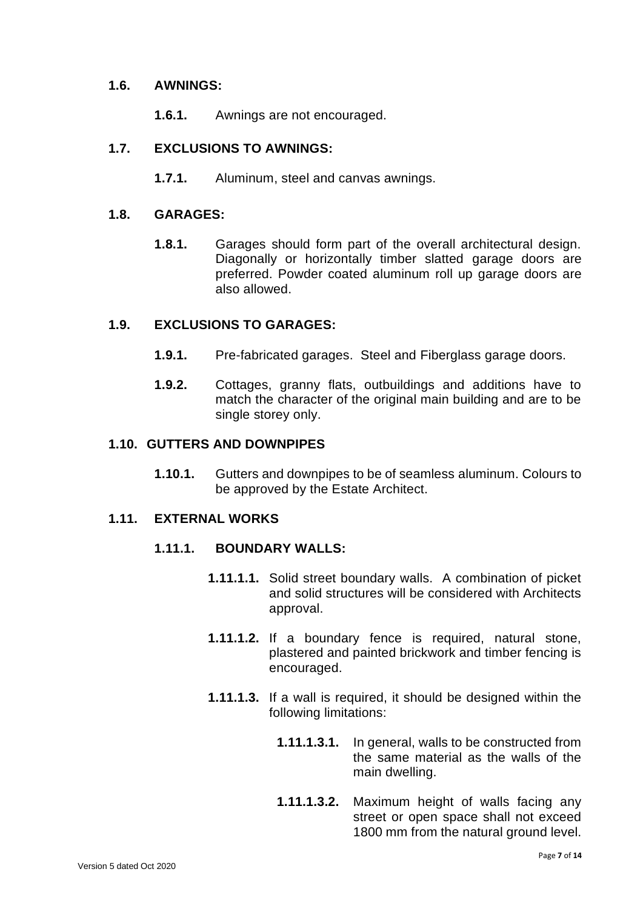## 1.6. AWNINGS:

**1.6.1.** Awnings are not encouraged.

## 1.7. EXCLUSIONS TO AWNINGS:

**1.7.1.** Aluminum, steel and canvas awnings.

## 1.8. GARAGES:

**1.8.1.** Garages should form part of the overall architectural design. Diagonally or horizontally timber slatted garage doors are preferred. Powder coated aluminum roll up garage doors are also allowed.

## 1.9. EXCLUSIONS TO GARAGES:

**1.9.1.** Pre-fabricated garages. Steel and Fiberglass garage doors.

**1.9.2.** Cottages, granny flats, outbuildings and additions have to match the character of the original main building and are to be single storey only.

## 1.10. GUTTERS AND DOWNPIPES

**1.10.1.** Gutters and downpipes to be of seamless aluminum. Colours to be approved by the Estate Architect.

## 1.11. EXTERNAL WORKS

### 1.11.1. BOUNDARY WALLS:

**1.11.1.1.** Solid street boundary walls. A combination of picket and solid structures will be considered with Architects approval.

**1.11.1.2.** If a boundary fence is required, natural stone, plastered and painted brickwork and timber fencing is encouraged.

**1.11.1.3.** If a wall is required, it should be designed within the following limitations:

**1.11.1.3.1.** In general, walls to be constructed from the same material as the walls of the main dwelling.

**1.11.1.3.2.** Maximum height of walls facing any street or open space shall not exceed 1800 mm from the natural ground level.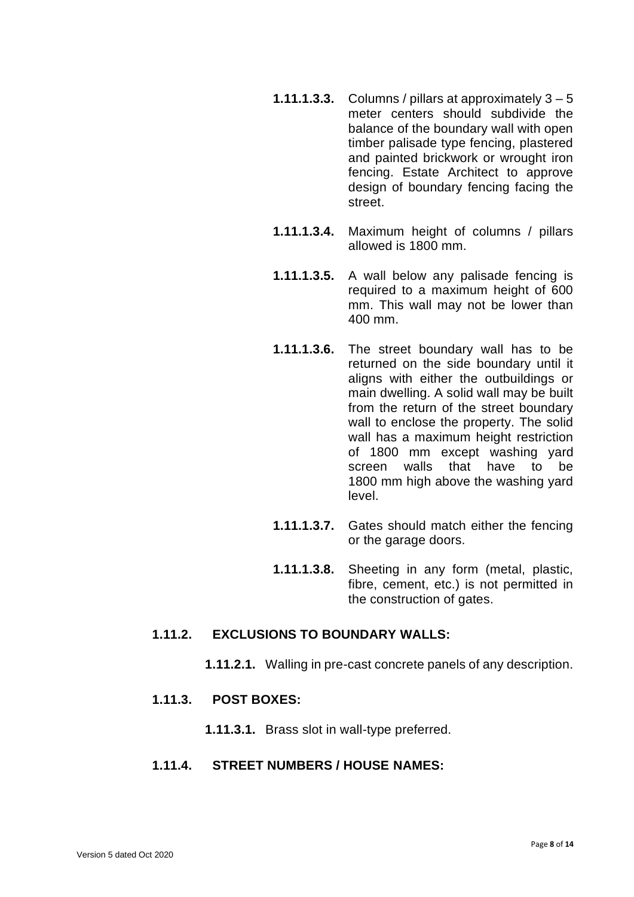**1.11.1.3.3.** Columns / pillars at approximately 3 – 5 meter centers should subdivide the balance of the boundary wall with open timber palisade type fencing, plastered and painted brickwork or wrought iron fencing. Estate Architect to approve design of boundary fencing facing the street.

**1.11.1.3.4.** Maximum height of columns / pillars allowed is 1800 mm.

**1.11.1.3.5.** A wall below any palisade fencing is required to a maximum height of 600 mm. This wall may not be lower than 400 mm.

**1.11.1.3.6.** The street boundary wall has to be returned on the side boundary until it aligns with either the outbuildings or main dwelling. A solid wall may be built from the return of the street boundary wall to enclose the property. The solid wall has a maximum height restriction of 1800 mm except washing yard screen walls that have to be 1800 mm high above the washing yard level.

**1.11.1.3.7.** Gates should match either the fencing or the garage doors.

**1.11.1.3.8.** Sheeting in any form (metal, plastic, fibre, cement, etc.) is not permitted in the construction of gates.

### 1.11.2. EXCLUSIONS TO BOUNDARY WALLS:

**1.11.2.1.** Walling in pre-cast concrete panels of any description.

### 1.11.3. POST BOXES:

**1.11.3.1.** Brass slot in wall-type preferred.

### 1.11.4. STREET NUMBERS / HOUSE NAMES: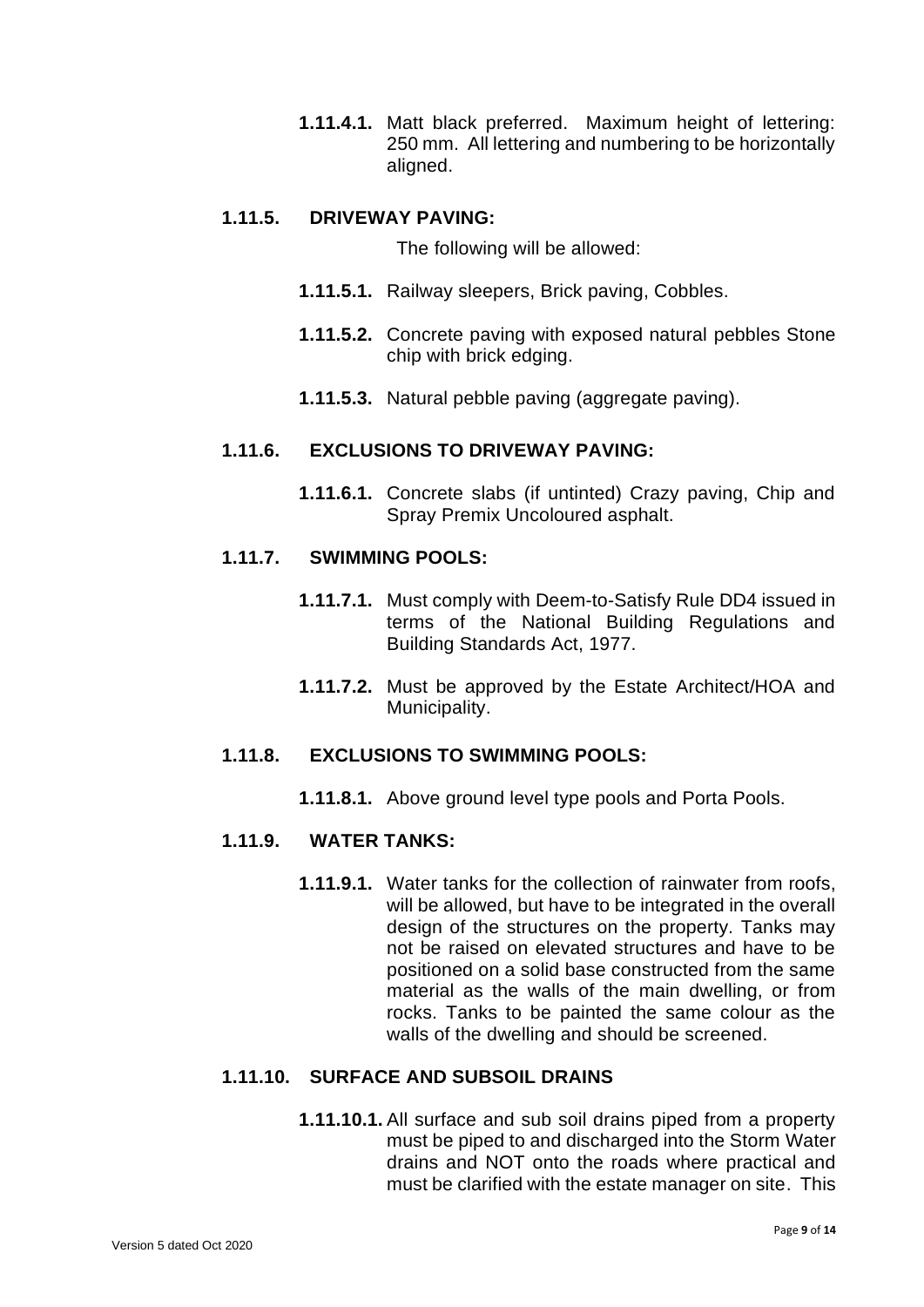**1.11.4.1.** Matt black preferred. Maximum height of lettering: 250 mm. All lettering and numbering to be horizontally aligned.

### 1.11.5. DRIVEWAY PAVING:

The following will be allowed:

**1.11.5.1.** Railway sleepers, Brick paving, Cobbles.

**1.11.5.2.** Concrete paving with exposed natural pebbles Stone chip with brick edging.

**1.11.5.3.** Natural pebble paving (aggregate paving).

### 1.11.6. EXCLUSIONS TO DRIVEWAY PAVING:

**1.11.6.1.** Concrete slabs (if untinted) Crazy paving, Chip and Spray Premix Uncoloured asphalt.

### 1.11.7. SWIMMING POOLS:

**1.11.7.1.** Must comply with Deem-to-Satisfy Rule DD4 issued in terms of the National Building Regulations and Building Standards Act, 1977.

**1.11.7.2.** Must be approved by the Estate Architect/HOA and Municipality.

### 1.11.8. EXCLUSIONS TO SWIMMING POOLS:

**1.11.8.1.** Above ground level type pools and Porta Pools.

### 1.11.9. WATER TANKS:

**1.11.9.1.** Water tanks for the collection of rainwater from roofs, will be allowed, but have to be integrated in the overall design of the structures on the property. Tanks may not be raised on elevated structures and have to be positioned on a solid base constructed from the same material as the walls of the main dwelling, or from rocks. Tanks to be painted the same colour as the walls of the dwelling and should be screened.

### 1.11.10. SURFACE AND SUBSOIL DRAINS

**1.11.10.1.** All surface and sub soil drains piped from a property must be piped to and discharged into the Storm Water drains and NOT onto the roads where practical and must be clarified with the estate manager on site. This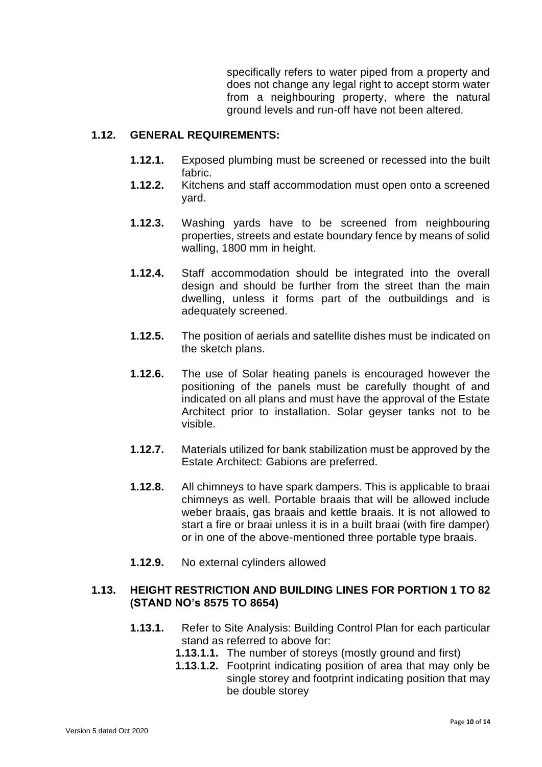specifically refers to water piped from a property and does not change any legal right to accept storm water from a neighbouring property, where the natural ground levels and run-off have not been altered.

### 1.12. GENERAL REQUIREMENTS:

**1.12.1.** Exposed plumbing must be screened or recessed into the built fabric.

**1.12.2.** Kitchens and staff accommodation must open onto a screened yard.

**1.12.3.** Washing yards have to be screened from neighbouring properties, streets and estate boundary fence by means of solid walling, 1800 mm in height.

**1.12.4.** Staff accommodation should be integrated into the overall design and should be further from the street than the main dwelling, unless it forms part of the outbuildings and is adequately screened.

**1.12.5.** The position of aerials and satellite dishes must be indicated on the sketch plans.

**1.12.6.** The use of Solar heating panels is encouraged however the positioning of the panels must be carefully thought of and indicated on all plans and must have the approval of the Estate Architect prior to installation. Solar geyser tanks not to be visible.

**1.12.7.** Materials utilized for bank stabilization must be approved by the Estate Architect: Gabions are preferred.

**1.12.8.** All chimneys to have spark dampers. This is applicable to braai chimneys as well. Portable braais that will be allowed include weber braais, gas braais and kettle braais. It is not allowed to start a fire or braai unless it is in a built braai (with fire damper) or in one of the above-mentioned three portable type braais.

**1.12.9.** No external cylinders allowed

### 1.13. HEIGHT RESTRICTION AND BUILDING LINES FOR PORTION 1 TO 82 (STAND NO's 8575 TO 8654)

**1.13.1.** Refer to Site Analysis: Building Control Plan for each particular stand as referred to above for:

- **1.13.1.1.** The number of storeys (mostly ground and first)
- **1.13.1.2.** Footprint indicating position of area that may only be single storey and footprint indicating position that may be double storey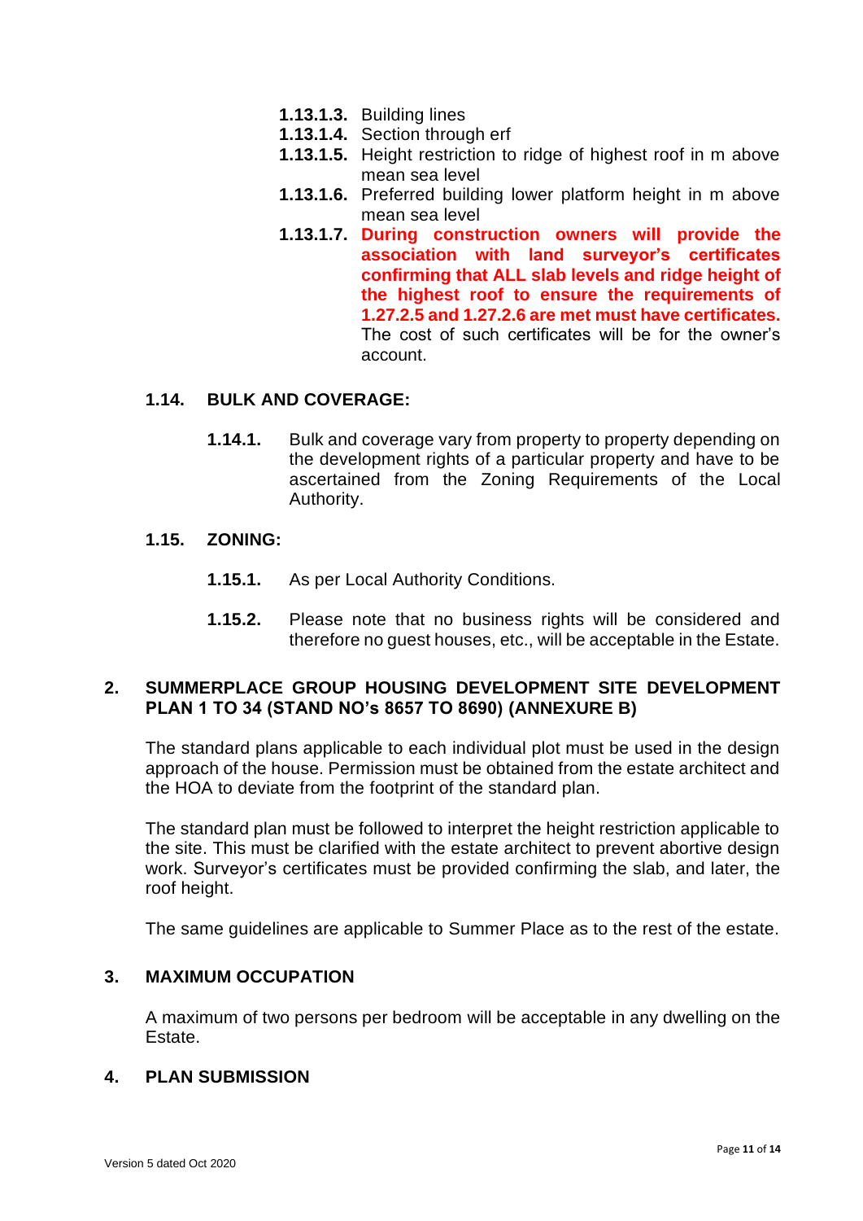**1.13.1.3.** Building lines

**1.13.1.4.** Section through erf

**1.13.1.5.** Height restriction to ridge of highest roof in m above mean sea level

**1.13.1.6.** Preferred building lower platform height in m above mean sea level

**1.13.1.7.** **During construction owners will provide the association with land surveyor's certificates confirming that ALL slab levels and ridge height of the highest roof to ensure the requirements of 1.27.2.5 and 1.27.2.6 are met must have certificates.** The cost of such certificates will be for the owner's account.

**1.14. BULK AND COVERAGE:**

**1.14.1.** Bulk and coverage vary from property to property depending on the development rights of a particular property and have to be ascertained from the Zoning Requirements of the Local Authority.

**1.15. ZONING:**

**1.15.1.** As per Local Authority Conditions.

**1.15.2.** Please note that no business rights will be considered and therefore no guest houses, etc., will be acceptable in the Estate.

## 2. SUMMERPLACE GROUP HOUSING DEVELOPMENT SITE DEVELOPMENT PLAN 1 TO 34 (STAND NO's 8657 TO 8690) (ANNEXURE B)

The standard plans applicable to each individual plot must be used in the design approach of the house. Permission must be obtained from the estate architect and the HOA to deviate from the footprint of the standard plan.

The standard plan must be followed to interpret the height restriction applicable to the site. This must be clarified with the estate architect to prevent abortive design work. Surveyor's certificates must be provided confirming the slab, and later, the roof height.

The same guidelines are applicable to Summer Place as to the rest of the estate.

## 3. MAXIMUM OCCUPATION

A maximum of two persons per bedroom will be acceptable in any dwelling on the Estate.

## 4. PLAN SUBMISSION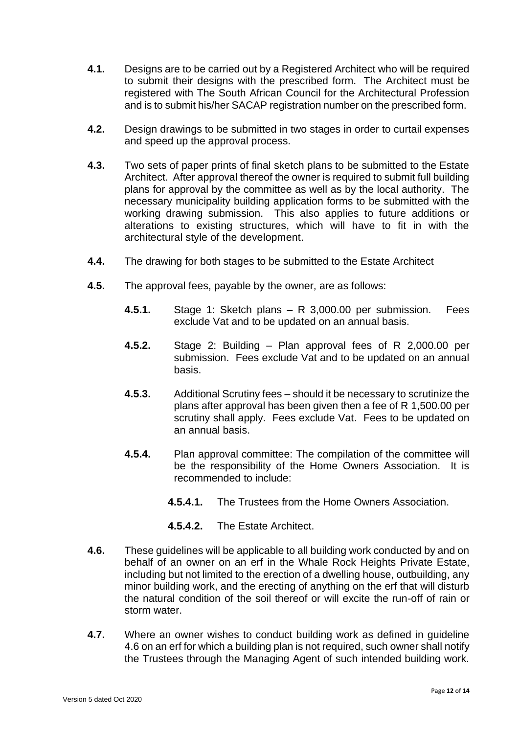**4.1.** Designs are to be carried out by a Registered Architect who will be required to submit their designs with the prescribed form. The Architect must be registered with The South African Council for the Architectural Profession and is to submit his/her SACAP registration number on the prescribed form.

**4.2.** Design drawings to be submitted in two stages in order to curtail expenses and speed up the approval process.

**4.3.** Two sets of paper prints of final sketch plans to be submitted to the Estate Architect. After approval thereof the owner is required to submit full building plans for approval by the committee as well as by the local authority. The necessary municipality building application forms to be submitted with the working drawing submission. This also applies to future additions or alterations to existing structures, which will have to fit in with the architectural style of the development.

**4.4.** The drawing for both stages to be submitted to the Estate Architect

**4.5.** The approval fees, payable by the owner, are as follows:

- **4.5.1.** Stage 1: Sketch plans – R 3,000.00 per submission. Fees exclude Vat and to be updated on an annual basis.
- **4.5.2.** Stage 2: Building – Plan approval fees of R 2,000.00 per submission. Fees exclude Vat and to be updated on an annual basis.
- **4.5.3.** Additional Scrutiny fees – should it be necessary to scrutinize the plans after approval has been given then a fee of R 1,500.00 per scrutiny shall apply. Fees exclude Vat. Fees to be updated on an annual basis.
- **4.5.4.** Plan approval committee: The compilation of the committee will be the responsibility of the Home Owners Association. It is recommended to include:
  - **4.5.4.1.** The Trustees from the Home Owners Association.
  - **4.5.4.2.** The Estate Architect.

**4.6.** These guidelines will be applicable to all building work conducted by and on behalf of an owner on an erf in the Whale Rock Heights Private Estate, including but not limited to the erection of a dwelling house, outbuilding, any minor building work, and the erecting of anything on the erf that will disturb the natural condition of the soil thereof or will excite the run-off of rain or storm water.

**4.7.** Where an owner wishes to conduct building work as defined in guideline 4.6 on an erf for which a building plan is not required, such owner shall notify the Trustees through the Managing Agent of such intended building work.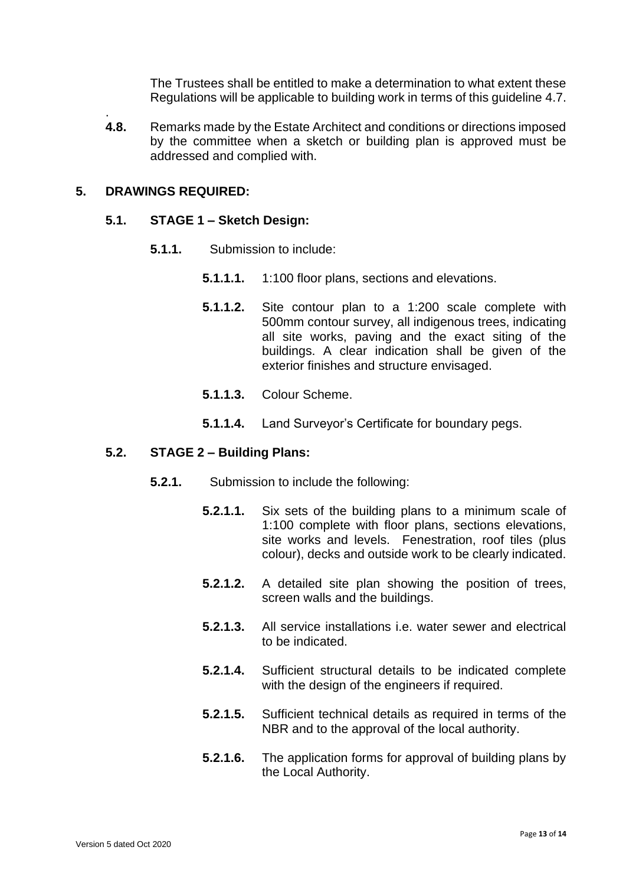The Trustees shall be entitled to make a determination to what extent these Regulations will be applicable to building work in terms of this guideline 4.7.

.

**4.8.** Remarks made by the Estate Architect and conditions or directions imposed by the committee when a sketch or building plan is approved must be addressed and complied with.

## 5. DRAWINGS REQUIRED:

### 5.1. STAGE 1 – Sketch Design:

**5.1.1.** Submission to include:

**5.1.1.1.** 1:100 floor plans, sections and elevations.

**5.1.1.2.** Site contour plan to a 1:200 scale complete with 500mm contour survey, all indigenous trees, indicating all site works, paving and the exact siting of the buildings. A clear indication shall be given of the exterior finishes and structure envisaged.

**5.1.1.3.** Colour Scheme.

**5.1.1.4.** Land Surveyor's Certificate for boundary pegs.

### 5.2. STAGE 2 – Building Plans:

**5.2.1.** Submission to include the following:

**5.2.1.1.** Six sets of the building plans to a minimum scale of 1:100 complete with floor plans, sections elevations, site works and levels. Fenestration, roof tiles (plus colour), decks and outside work to be clearly indicated.

**5.2.1.2.** A detailed site plan showing the position of trees, screen walls and the buildings.

**5.2.1.3.** All service installations i.e. water sewer and electrical to be indicated.

**5.2.1.4.** Sufficient structural details to be indicated complete with the design of the engineers if required.

**5.2.1.5.** Sufficient technical details as required in terms of the NBR and to the approval of the local authority.

**5.2.1.6.** The application forms for approval of building plans by the Local Authority.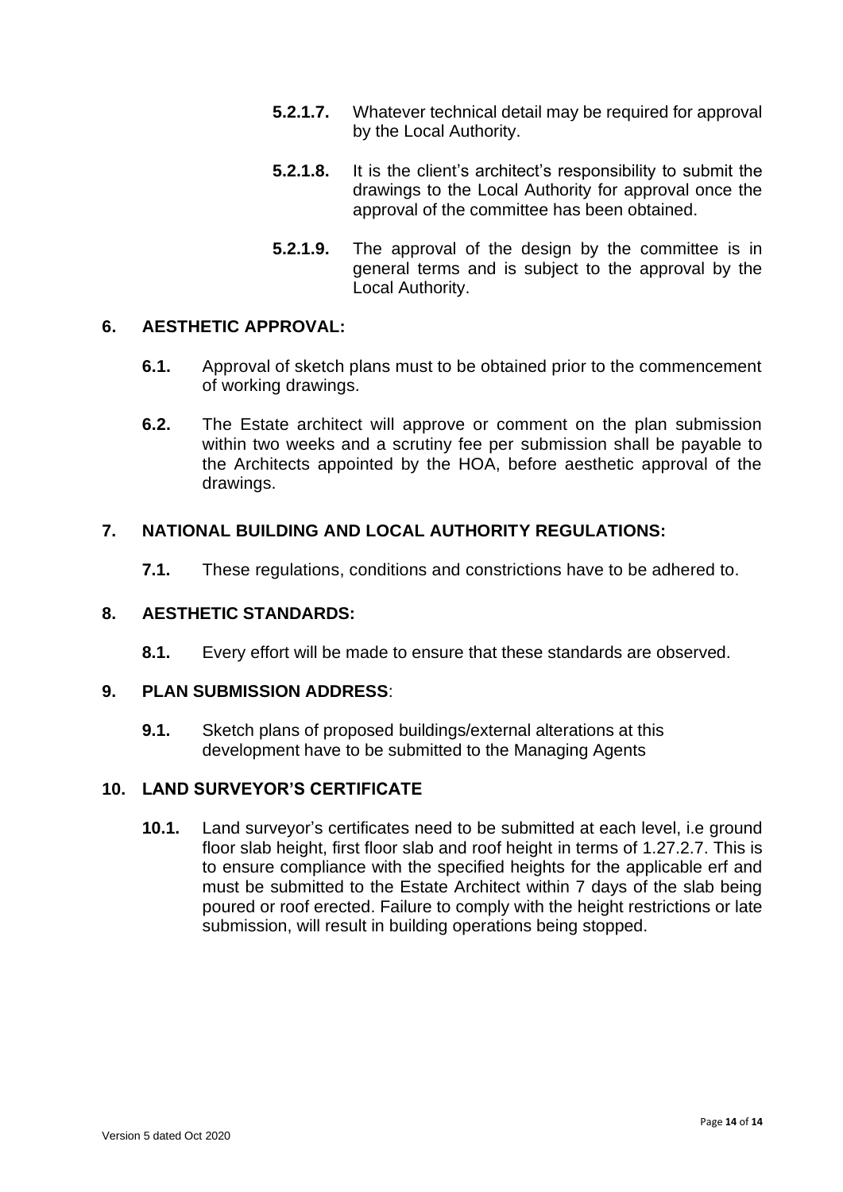**5.2.1.7.** Whatever technical detail may be required for approval by the Local Authority.

**5.2.1.8.** It is the client's architect's responsibility to submit the drawings to the Local Authority for approval once the approval of the committee has been obtained.

**5.2.1.9.** The approval of the design by the committee is in general terms and is subject to the approval by the Local Authority.

## 6. AESTHETIC APPROVAL:

**6.1.** Approval of sketch plans must to be obtained prior to the commencement of working drawings.

**6.2.** The Estate architect will approve or comment on the plan submission within two weeks and a scrutiny fee per submission shall be payable to the Architects appointed by the HOA, before aesthetic approval of the drawings.

## 7. NATIONAL BUILDING AND LOCAL AUTHORITY REGULATIONS:

**7.1.** These regulations, conditions and constrictions have to be adhered to.

## 8. AESTHETIC STANDARDS:

**8.1.** Every effort will be made to ensure that these standards are observed.

## 9. PLAN SUBMISSION ADDRESS:

**9.1.** Sketch plans of proposed buildings/external alterations at this development have to be submitted to the Managing Agents

## 10. LAND SURVEYOR'S CERTIFICATE

**10.1.** Land surveyor's certificates need to be submitted at each level, i.e ground floor slab height, first floor slab and roof height in terms of 1.27.2.7. This is to ensure compliance with the specified heights for the applicable erf and must be submitted to the Estate Architect within 7 days of the slab being poured or roof erected. Failure to comply with the height restrictions or late submission, will result in building operations being stopped.

Version 5 dated Oct 2020